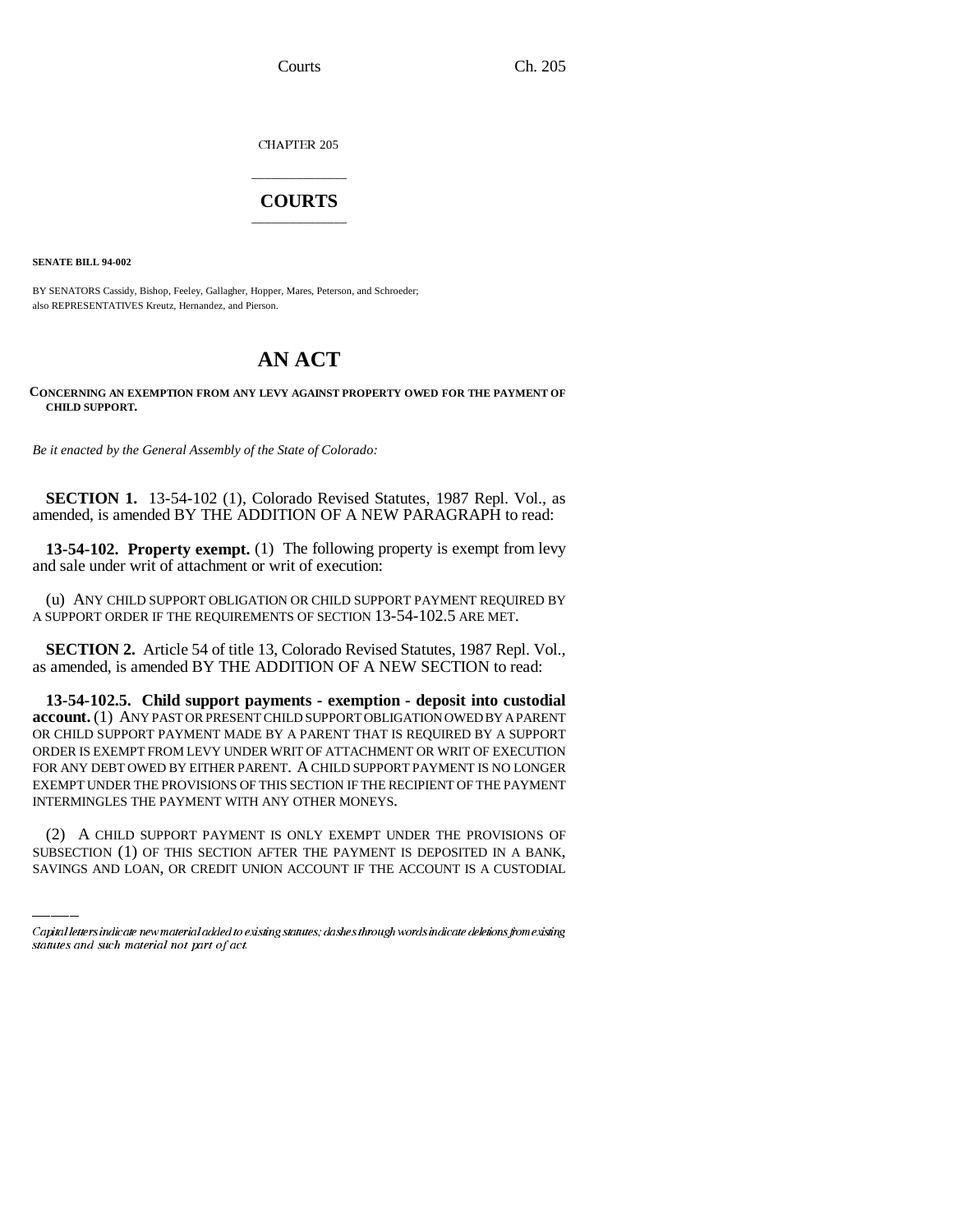CHAPTER 205

# COURTS

**SENATE BILL 94-002**

BY SENATORS Cassidy, Bishop, Feeley, Gallagher, Hopper, Mares, Peterson, and Schroeder;
also REPRESENTATIVES Kreutz, Hernandez, and Pierson.

# AN ACT

**CONCERNING AN EXEMPTION FROM ANY LEVY AGAINST PROPERTY OWED FOR THE PAYMENT OF CHILD SUPPORT.**

*Be it enacted by the General Assembly of the State of Colorado:*

**SECTION 1.** 13-54-102 (1), Colorado Revised Statutes, 1987 Repl. Vol., as amended, is amended BY THE ADDITION OF A NEW PARAGRAPH to read:

**13-54-102. Property exempt.** (1) The following property is exempt from levy and sale under writ of attachment or writ of execution:

(u) ANY CHILD SUPPORT OBLIGATION OR CHILD SUPPORT PAYMENT REQUIRED BY A SUPPORT ORDER IF THE REQUIREMENTS OF SECTION 13-54-102.5 ARE MET.

**SECTION 2.** Article 54 of title 13, Colorado Revised Statutes, 1987 Repl. Vol., as amended, is amended BY THE ADDITION OF A NEW SECTION to read:

**13-54-102.5. Child support payments - exemption - deposit into custodial account.** (1) ANY PAST OR PRESENT CHILD SUPPORT OBLIGATION OWED BY A PARENT OR CHILD SUPPORT PAYMENT MADE BY A PARENT THAT IS REQUIRED BY A SUPPORT ORDER IS EXEMPT FROM LEVY UNDER WRIT OF ATTACHMENT OR WRIT OF EXECUTION FOR ANY DEBT OWED BY EITHER PARENT. A CHILD SUPPORT PAYMENT IS NO LONGER EXEMPT UNDER THE PROVISIONS OF THIS SECTION IF THE RECIPIENT OF THE PAYMENT INTERMINGLES THE PAYMENT WITH ANY OTHER MONEYS.

(2) A CHILD SUPPORT PAYMENT IS ONLY EXEMPT UNDER THE PROVISIONS OF SUBSECTION (1) OF THIS SECTION AFTER THE PAYMENT IS DEPOSITED IN A BANK, SAVINGS AND LOAN, OR CREDIT UNION ACCOUNT IF THE ACCOUNT IS A CUSTODIAL

---

*Capital letters indicate new material added to existing statutes; dashes through words indicate deletions from existing statutes and such material not part of act.*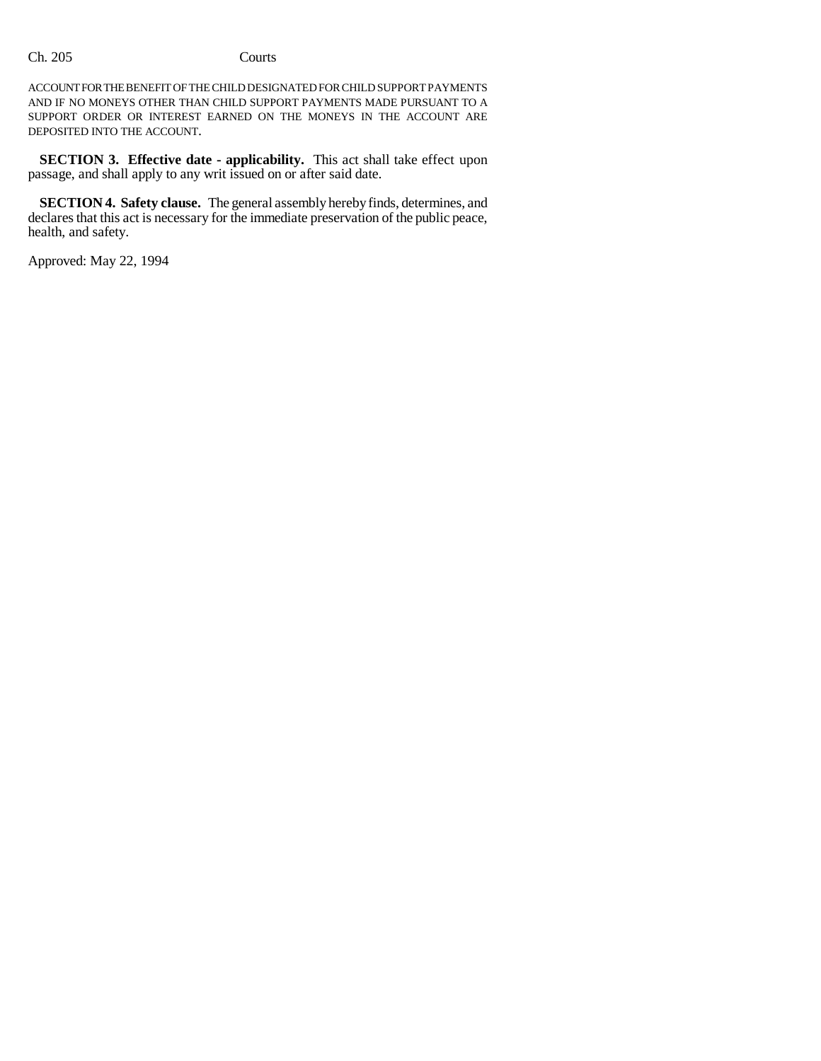ACCOUNT FOR THE BENEFIT OF THE CHILD DESIGNATED FOR CHILD SUPPORT PAYMENTS AND IF NO MONEYS OTHER THAN CHILD SUPPORT PAYMENTS MADE PURSUANT TO A SUPPORT ORDER OR INTEREST EARNED ON THE MONEYS IN THE ACCOUNT ARE DEPOSITED INTO THE ACCOUNT.

**SECTION 3. Effective date - applicability.** This act shall take effect upon passage, and shall apply to any writ issued on or after said date.

**SECTION 4. Safety clause.** The general assembly hereby finds, determines, and declares that this act is necessary for the immediate preservation of the public peace, health, and safety.

Approved: May 22, 1994